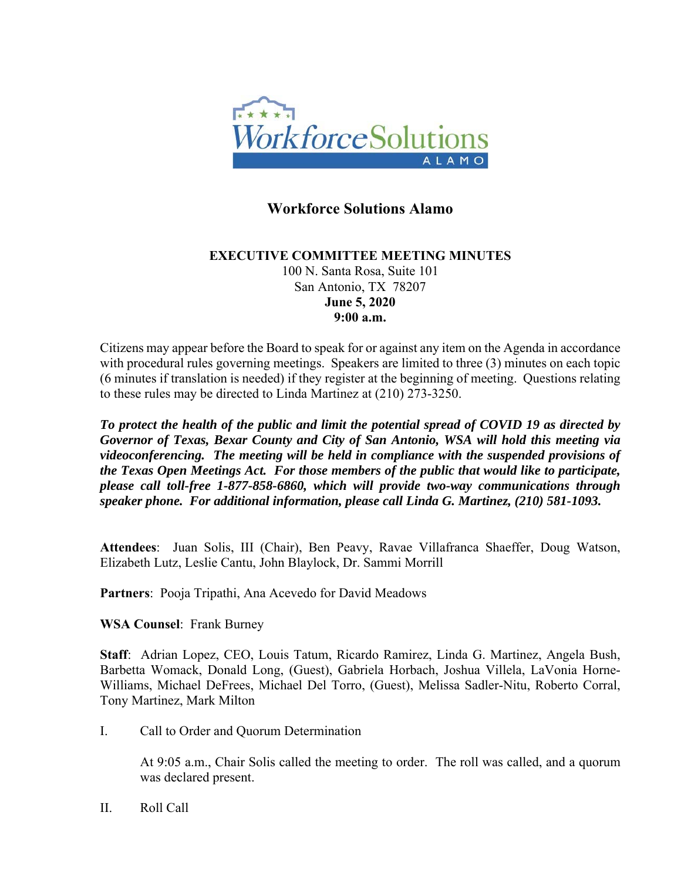# Workforce Solutions Alamo

## EXECUTIVE COMMITTEE MEETING MINUTES

100 N. Santa Rosa, Suite 101
San Antonio, TX 78207
**June 5, 2020**
**9:00 a.m.**

Citizens may appear before the Board to speak for or against any item on the Agenda in accordance with procedural rules governing meetings. Speakers are limited to three (3) minutes on each topic (6 minutes if translation is needed) if they register at the beginning of meeting. Questions relating to these rules may be directed to Linda Martinez at (210) 273-3250.

***To protect the health of the public and limit the potential spread of COVID 19 as directed by Governor of Texas, Bexar County and City of San Antonio, WSA will hold this meeting via videoconferencing. The meeting will be held in compliance with the suspended provisions of the Texas Open Meetings Act. For those members of the public that would like to participate, please call toll-free 1-877-858-6860, which will provide two-way communications through speaker phone. For additional information, please call Linda G. Martinez, (210) 581-1093.***

**Attendees**: Juan Solis, III (Chair), Ben Peavy, Ravae Villafranca Shaeffer, Doug Watson, Elizabeth Lutz, Leslie Cantu, John Blaylock, Dr. Sammi Morrill

**Partners**: Pooja Tripathi, Ana Acevedo for David Meadows

**WSA Counsel**: Frank Burney

**Staff**: Adrian Lopez, CEO, Louis Tatum, Ricardo Ramirez, Linda G. Martinez, Angela Bush, Barbetta Womack, Donald Long, (Guest), Gabriela Horbach, Joshua Villela, LaVonia Horne-Williams, Michael DeFrees, Michael Del Torro, (Guest), Melissa Sadler-Nitu, Roberto Corral, Tony Martinez, Mark Milton

I. Call to Order and Quorum Determination

At 9:05 a.m., Chair Solis called the meeting to order. The roll was called, and a quorum was declared present.

II. Roll Call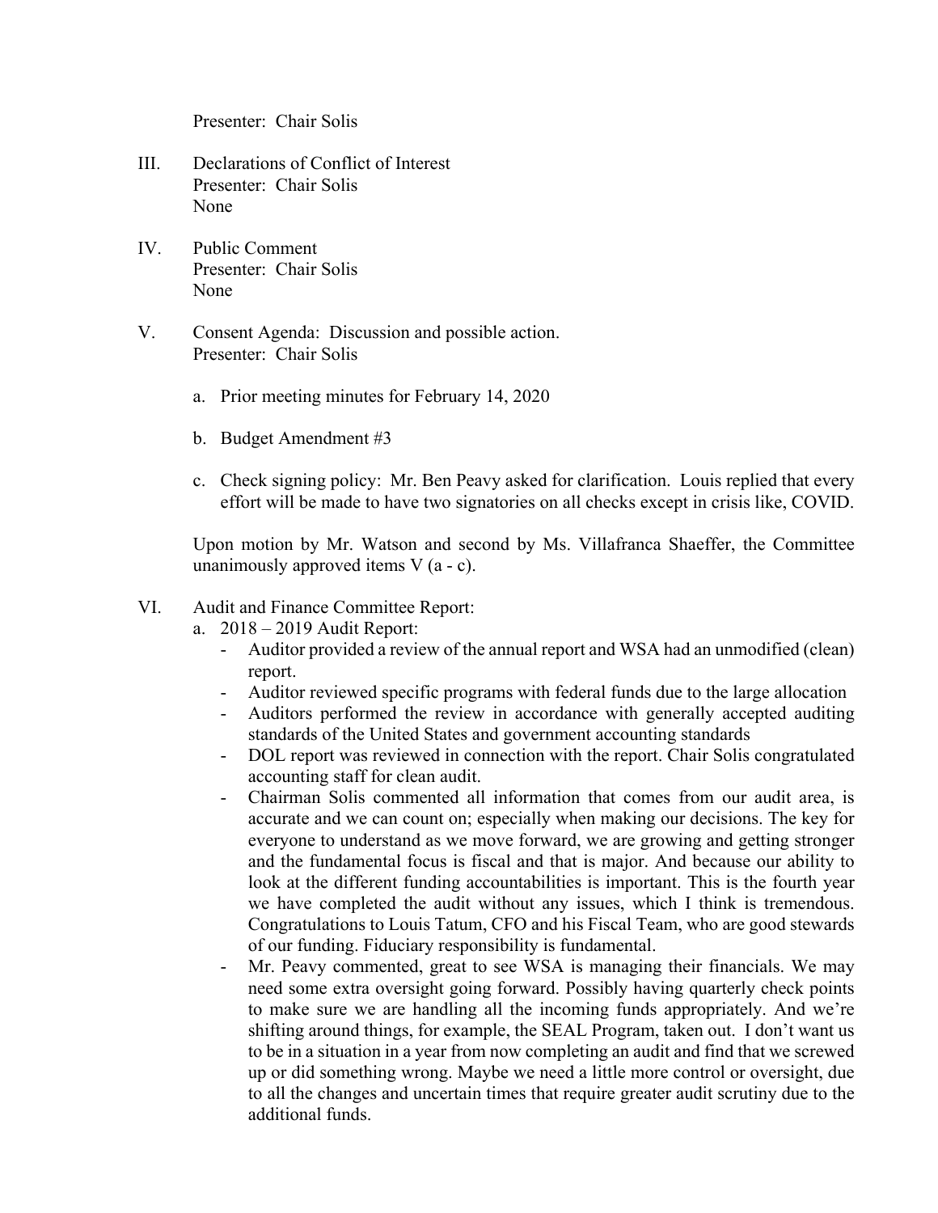Presenter: Chair Solis

III. Declarations of Conflict of Interest
Presenter: Chair Solis
None

IV. Public Comment
Presenter: Chair Solis
None

V. Consent Agenda: Discussion and possible action.
Presenter: Chair Solis

a. Prior meeting minutes for February 14, 2020

b. Budget Amendment #3

c. Check signing policy: Mr. Ben Peavy asked for clarification. Louis replied that every effort will be made to have two signatories on all checks except in crisis like, COVID.

Upon motion by Mr. Watson and second by Ms. Villafranca Shaeffer, the Committee unanimously approved items V (a - c).

VI. Audit and Finance Committee Report:

a. 2018 – 2019 Audit Report:

- Auditor provided a review of the annual report and WSA had an unmodified (clean) report.
- Auditor reviewed specific programs with federal funds due to the large allocation
- Auditors performed the review in accordance with generally accepted auditing standards of the United States and government accounting standards
- DOL report was reviewed in connection with the report. Chair Solis congratulated accounting staff for clean audit.
- Chairman Solis commented all information that comes from our audit area, is accurate and we can count on; especially when making our decisions. The key for everyone to understand as we move forward, we are growing and getting stronger and the fundamental focus is fiscal and that is major. And because our ability to look at the different funding accountabilities is important. This is the fourth year we have completed the audit without any issues, which I think is tremendous. Congratulations to Louis Tatum, CFO and his Fiscal Team, who are good stewards of our funding. Fiduciary responsibility is fundamental.
- Mr. Peavy commented, great to see WSA is managing their financials. We may need some extra oversight going forward. Possibly having quarterly check points to make sure we are handling all the incoming funds appropriately. And we're shifting around things, for example, the SEAL Program, taken out. I don't want us to be in a situation in a year from now completing an audit and find that we screwed up or did something wrong. Maybe we need a little more control or oversight, due to all the changes and uncertain times that require greater audit scrutiny due to the additional funds.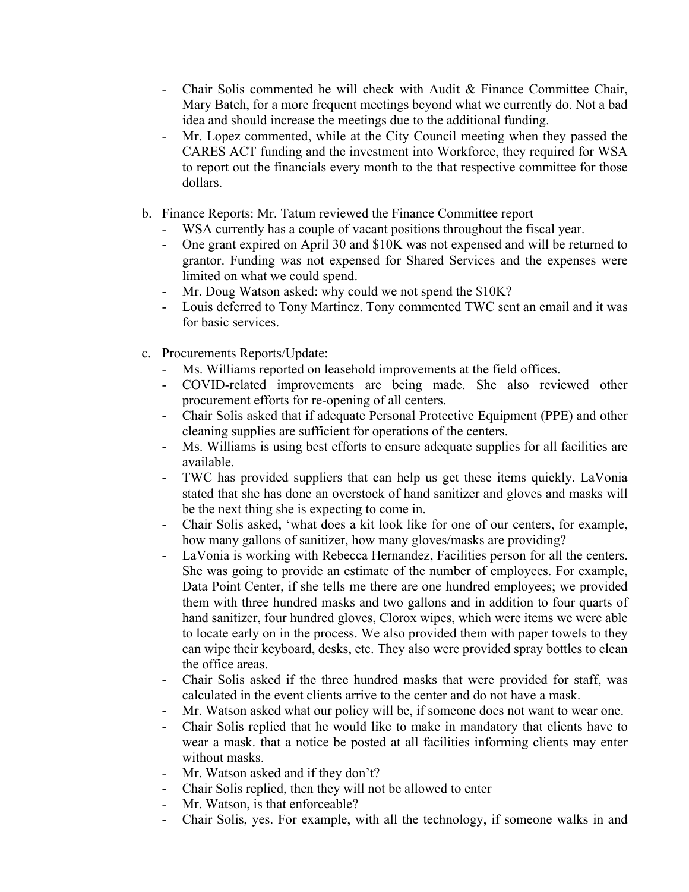- Chair Solis commented he will check with Audit & Finance Committee Chair, Mary Batch, for a more frequent meetings beyond what we currently do. Not a bad idea and should increase the meetings due to the additional funding.
- Mr. Lopez commented, while at the City Council meeting when they passed the CARES ACT funding and the investment into Workforce, they required for WSA to report out the financials every month to the that respective committee for those dollars.

b. Finance Reports: Mr. Tatum reviewed the Finance Committee report
   - WSA currently has a couple of vacant positions throughout the fiscal year.
   - One grant expired on April 30 and $10K was not expensed and will be returned to grantor. Funding was not expensed for Shared Services and the expenses were limited on what we could spend.
   - Mr. Doug Watson asked: why could we not spend the $10K?
   - Louis deferred to Tony Martinez. Tony commented TWC sent an email and it was for basic services.

c. Procurements Reports/Update:
   - Ms. Williams reported on leasehold improvements at the field offices.
   - COVID-related improvements are being made. She also reviewed other procurement efforts for re-opening of all centers.
   - Chair Solis asked that if adequate Personal Protective Equipment (PPE) and other cleaning supplies are sufficient for operations of the centers.
   - Ms. Williams is using best efforts to ensure adequate supplies for all facilities are available.
   - TWC has provided suppliers that can help us get these items quickly. LaVonia stated that she has done an overstock of hand sanitizer and gloves and masks will be the next thing she is expecting to come in.
   - Chair Solis asked, 'what does a kit look like for one of our centers, for example, how many gallons of sanitizer, how many gloves/masks are providing?
   - LaVonia is working with Rebecca Hernandez, Facilities person for all the centers. She was going to provide an estimate of the number of employees. For example, Data Point Center, if she tells me there are one hundred employees; we provided them with three hundred masks and two gallons and in addition to four quarts of hand sanitizer, four hundred gloves, Clorox wipes, which were items we were able to locate early on in the process. We also provided them with paper towels to they can wipe their keyboard, desks, etc. They also were provided spray bottles to clean the office areas.
   - Chair Solis asked if the three hundred masks that were provided for staff, was calculated in the event clients arrive to the center and do not have a mask.
   - Mr. Watson asked what our policy will be, if someone does not want to wear one.
   - Chair Solis replied that he would like to make in mandatory that clients have to wear a mask. that a notice be posted at all facilities informing clients may enter without masks.
   - Mr. Watson asked and if they don't?
   - Chair Solis replied, then they will not be allowed to enter
   - Mr. Watson, is that enforceable?
   - Chair Solis, yes. For example, with all the technology, if someone walks in and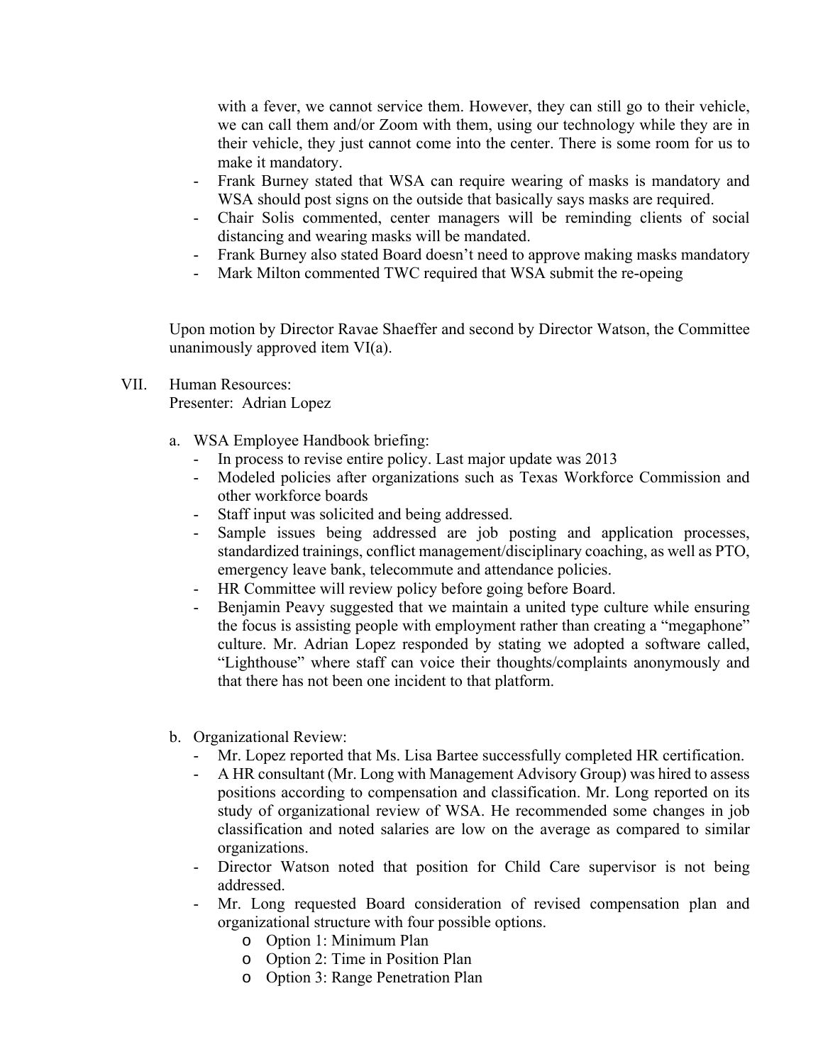with a fever, we cannot service them. However, they can still go to their vehicle, we can call them and/or Zoom with them, using our technology while they are in their vehicle, they just cannot come into the center. There is some room for us to make it mandatory.

- Frank Burney stated that WSA can require wearing of masks is mandatory and WSA should post signs on the outside that basically says masks are required.
- Chair Solis commented, center managers will be reminding clients of social distancing and wearing masks will be mandated.
- Frank Burney also stated Board doesn't need to approve making masks mandatory
- Mark Milton commented TWC required that WSA submit the re-opeing

Upon motion by Director Ravae Shaeffer and second by Director Watson, the Committee unanimously approved item VI(a).

VII. Human Resources:
Presenter: Adrian Lopez

a. WSA Employee Handbook briefing:
- In process to revise entire policy. Last major update was 2013
- Modeled policies after organizations such as Texas Workforce Commission and other workforce boards
- Staff input was solicited and being addressed.
- Sample issues being addressed are job posting and application processes, standardized trainings, conflict management/disciplinary coaching, as well as PTO, emergency leave bank, telecommute and attendance policies.
- HR Committee will review policy before going before Board.
- Benjamin Peavy suggested that we maintain a united type culture while ensuring the focus is assisting people with employment rather than creating a "megaphone" culture. Mr. Adrian Lopez responded by stating we adopted a software called, "Lighthouse" where staff can voice their thoughts/complaints anonymously and that there has not been one incident to that platform.

b. Organizational Review:
- Mr. Lopez reported that Ms. Lisa Bartee successfully completed HR certification.
- A HR consultant (Mr. Long with Management Advisory Group) was hired to assess positions according to compensation and classification. Mr. Long reported on its study of organizational review of WSA. He recommended some changes in job classification and noted salaries are low on the average as compared to similar organizations.
- Director Watson noted that position for Child Care supervisor is not being addressed.
- Mr. Long requested Board consideration of revised compensation plan and organizational structure with four possible options.
  - Option 1: Minimum Plan
  - Option 2: Time in Position Plan
  - Option 3: Range Penetration Plan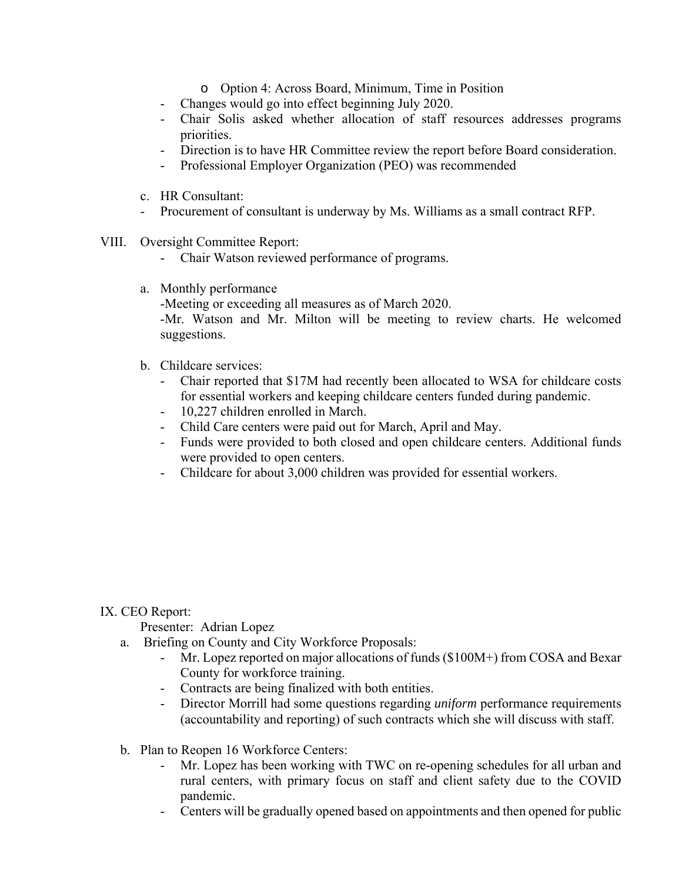- Option 4: Across Board, Minimum, Time in Position
- Changes would go into effect beginning July 2020.
- Chair Solis asked whether allocation of staff resources addresses programs priorities.
- Direction is to have HR Committee review the report before Board consideration.
- Professional Employer Organization (PEO) was recommended

c. HR Consultant:

- Procurement of consultant is underway by Ms. Williams as a small contract RFP.

VIII. Oversight Committee Report:

- Chair Watson reviewed performance of programs.

a. Monthly performance

-Meeting or exceeding all measures as of March 2020.

-Mr. Watson and Mr. Milton will be meeting to review charts. He welcomed suggestions.

b. Childcare services:

- Chair reported that $17M had recently been allocated to WSA for childcare costs for essential workers and keeping childcare centers funded during pandemic.
- 10,227 children enrolled in March.
- Child Care centers were paid out for March, April and May.
- Funds were provided to both closed and open childcare centers. Additional funds were provided to open centers.
- Childcare for about 3,000 children was provided for essential workers.

IX. CEO Report:

Presenter: Adrian Lopez

a. Briefing on County and City Workforce Proposals:

- Mr. Lopez reported on major allocations of funds ($100M+) from COSA and Bexar County for workforce training.
- Contracts are being finalized with both entities.
- Director Morrill had some questions regarding *uniform* performance requirements (accountability and reporting) of such contracts which she will discuss with staff.

b. Plan to Reopen 16 Workforce Centers:

- Mr. Lopez has been working with TWC on re-opening schedules for all urban and rural centers, with primary focus on staff and client safety due to the COVID pandemic.
- Centers will be gradually opened based on appointments and then opened for public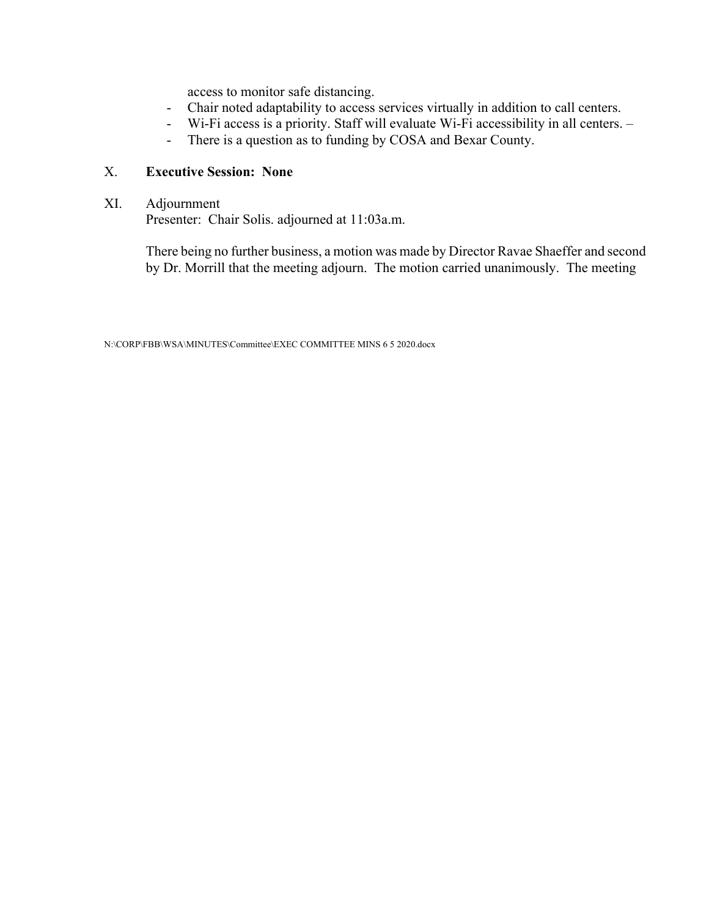access to monitor safe distancing.

- Chair noted adaptability to access services virtually in addition to call centers.
- Wi-Fi access is a priority. Staff will evaluate Wi-Fi accessibility in all centers. –
- There is a question as to funding by COSA and Bexar County.

X. **Executive Session: None**

XI. Adjournment

Presenter: Chair Solis. adjourned at 11:03a.m.

There being no further business, a motion was made by Director Ravae Shaeffer and second by Dr. Morrill that the meeting adjourn. The motion carried unanimously. The meeting

N:\CORP\FBB\WSA\MINUTES\Committee\EXEC COMMITTEE MINS 6 5 2020.docx